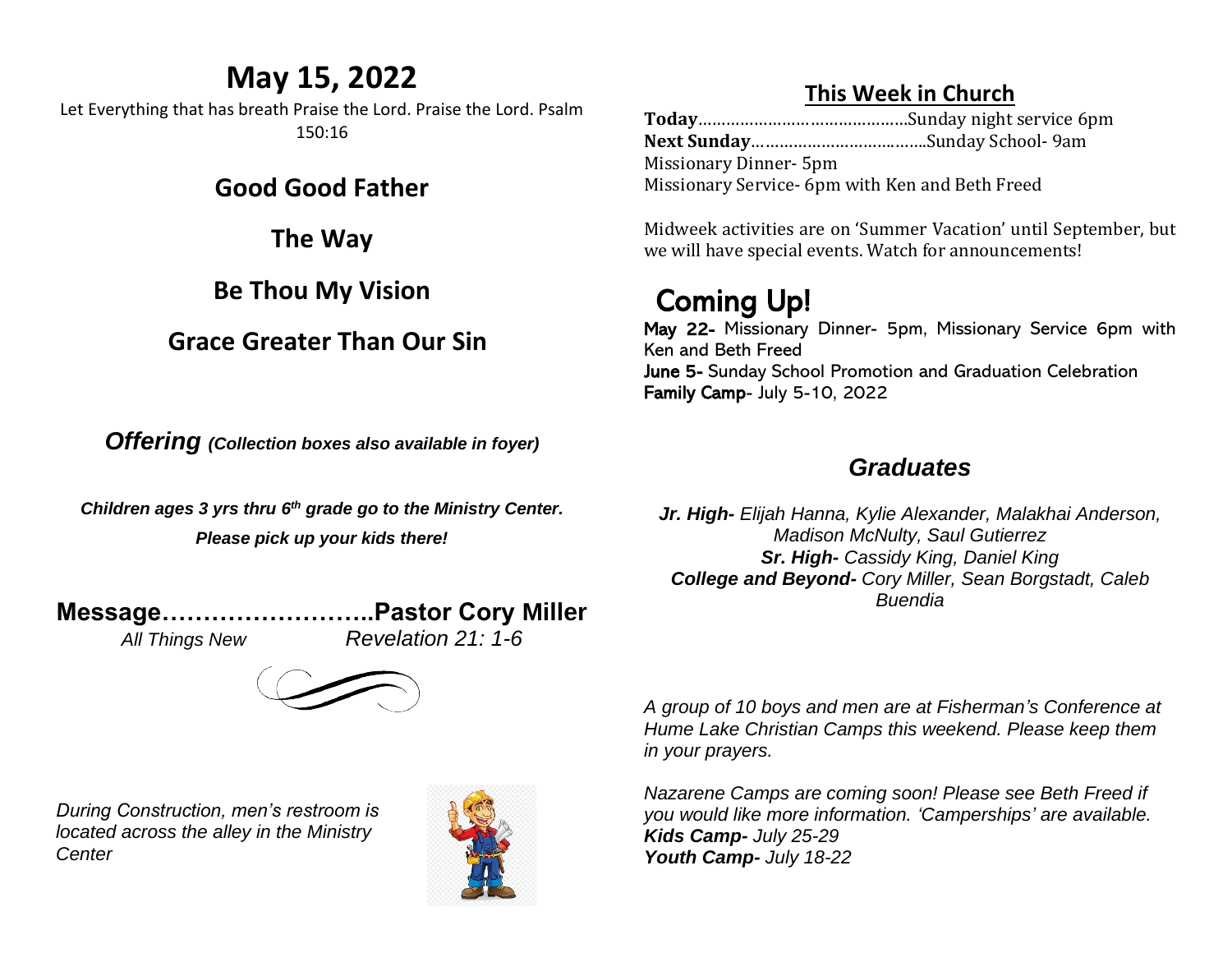# May 15, 2022

Let Everything that has breath Praise the Lord. Praise the Lord. Psalm 150:16

**Good Good Father**

**The Way**

**Be Thou My Vision**

**Grace Greater Than Our Sin**

***Offering*** ***(Collection boxes also available in foyer)***

***Children ages 3 yrs thru 6th grade go to the Ministry Center.***

***Please pick up your kids there!***

**Message……………………..Pastor Cory Miller**

*All Things New* *Revelation 21: 1-6*

*During Construction, men's restroom is located across the alley in the Ministry Center*

## This Week in Church

**Today**………………………………………Sunday night service 6pm
**Next Sunday**………………………………Sunday School- 9am
Missionary Dinner- 5pm
Missionary Service- 6pm with Ken and Beth Freed

Midweek activities are on 'Summer Vacation' until September, but we will have special events. Watch for announcements!

## Coming Up!

**May 22-** Missionary Dinner- 5pm, Missionary Service 6pm with Ken and Beth Freed
**June 5-** Sunday School Promotion and Graduation Celebration
**Family Camp**- July 5-10, 2022

## *Graduates*

***Jr. High-*** *Elijah Hanna, Kylie Alexander, Malakhai Anderson, Madison McNulty, Saul Gutierrez*
***Sr. High-*** *Cassidy King, Daniel King*
***College and Beyond-*** *Cory Miller, Sean Borgstadt, Caleb Buendia*

*A group of 10 boys and men are at Fisherman's Conference at Hume Lake Christian Camps this weekend. Please keep them in your prayers.*

*Nazarene Camps are coming soon! Please see Beth Freed if you would like more information. 'Camperships' are available.*
***Kids Camp-*** *July 25-29*
***Youth Camp-*** *July 18-22*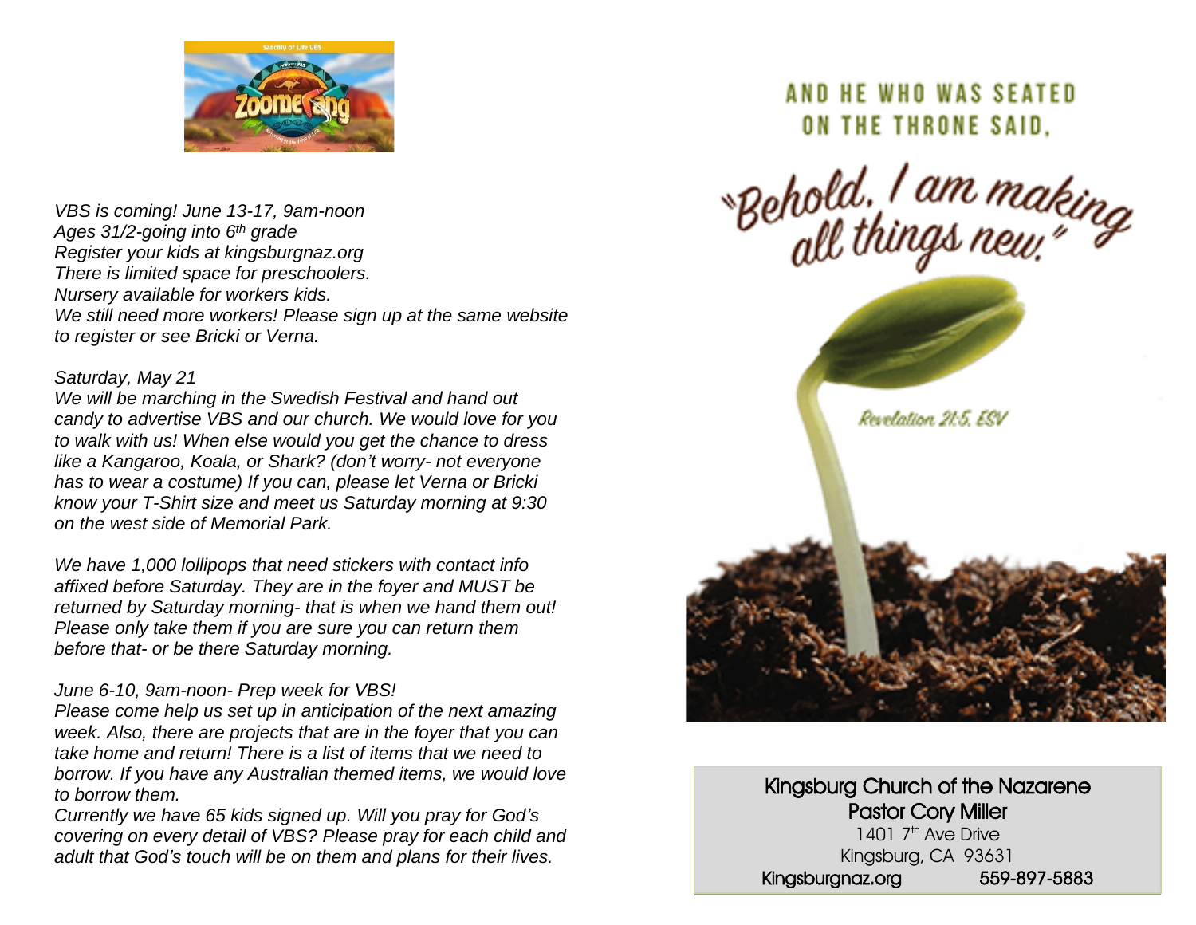*VBS is coming! June 13-17, 9am-noon*
*Ages 31/2-going into 6th grade*
*Register your kids at kingsburgnaz.org*
*There is limited space for preschoolers.*
*Nursery available for workers kids.*
*We still need more workers! Please sign up at the same website to register or see Bricki or Verna.*

*Saturday, May 21*
*We will be marching in the Swedish Festival and hand out candy to advertise VBS and our church. We would love for you to walk with us! When else would you get the chance to dress like a Kangaroo, Koala, or Shark? (don't worry- not everyone has to wear a costume) If you can, please let Verna or Bricki know your T-Shirt size and meet us Saturday morning at 9:30 on the west side of Memorial Park.*

*We have 1,000 lollipops that need stickers with contact info affixed before Saturday. They are in the foyer and MUST be returned by Saturday morning- that is when we hand them out! Please only take them if you are sure you can return them before that- or be there Saturday morning.*

*June 6-10, 9am-noon- Prep week for VBS!*
*Please come help us set up in anticipation of the next amazing week. Also, there are projects that are in the foyer that you can take home and return! There is a list of items that we need to borrow. If you have any Australian themed items, we would love to borrow them.*
*Currently we have 65 kids signed up. Will you pray for God's covering on every detail of VBS? Please pray for each child and adult that God's touch will be on them and plans for their lives.*

AND HE WHO WAS SEATED ON THE THRONE SAID,

"Behold, I am making all things new."

Revelation 21:5, ESV

Kingsburg Church of the Nazarene
Pastor Cory Miller
1401 7th Ave Drive
Kingsburg, CA 93631
Kingsburgnaz.org 559-897-5883